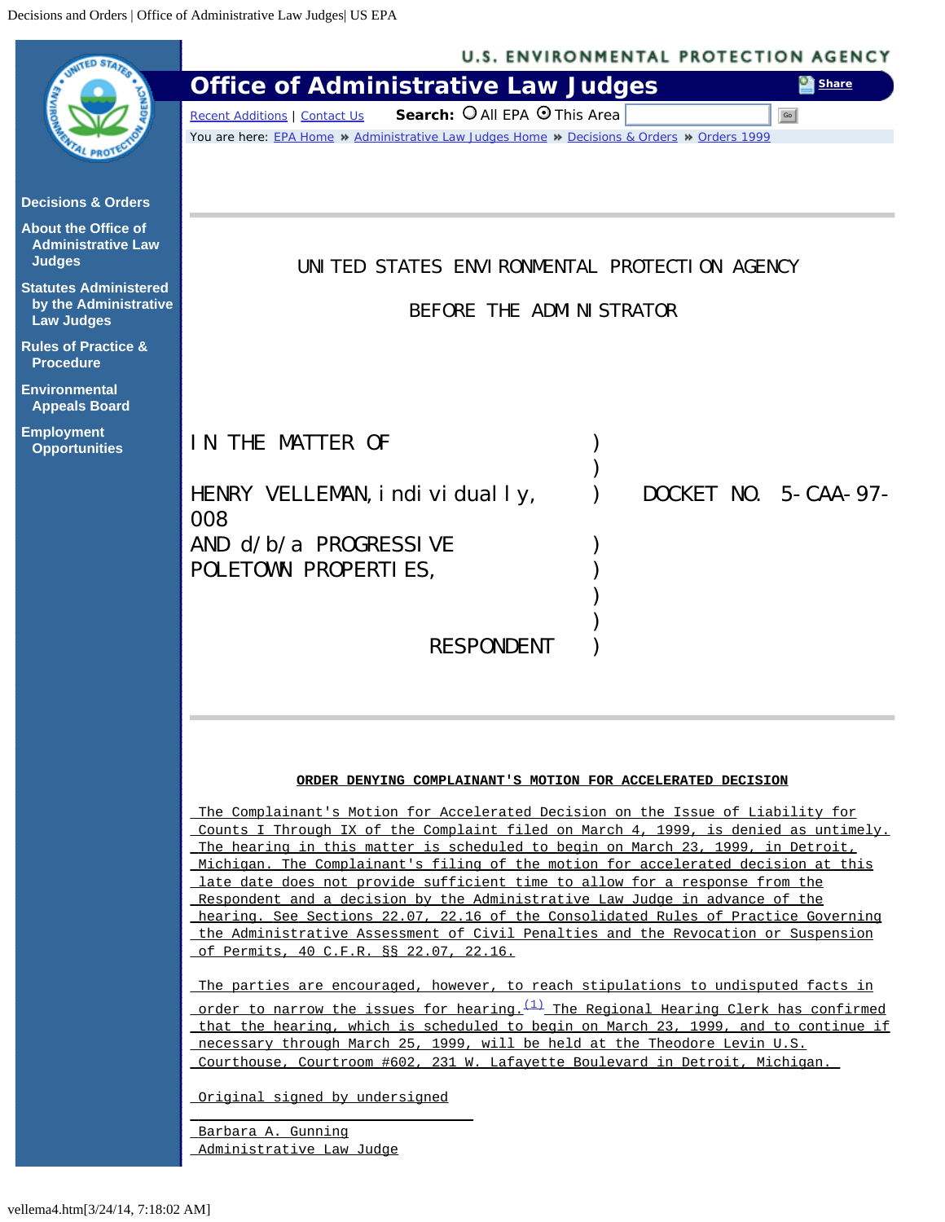Decisions and Orders | Office of Administrative Law Judges| US EPA

U.S. ENVIRONMENTAL PROTECTION AGENCY

# Office of Administrative Law Judges

Recent Additions | Contact Us Search: All EPA This Area

You are here: EPA Home » Administrative Law Judges Home » Decisions & Orders » Orders 1999

Decisions & Orders

About the Office of Administrative Law Judges

Statutes Administered by the Administrative Law Judges

Rules of Practice & Procedure

Environmental Appeals Board

Employment Opportunities

UNITED STATES ENVIRONMENTAL PROTECTION AGENCY

BEFORE THE ADMINISTRATOR

IN THE MATTER OF )
)
HENRY VELLEMAN, individually, ) DOCKET NO. 5-CAA-97-008
AND d/b/a PROGRESSIVE )
POLETOWN PROPERTIES, )
)
)
RESPONDENT )

**ORDER DENYING COMPLAINANT'S MOTION FOR ACCELERATED DECISION**

The Complainant's Motion for Accelerated Decision on the Issue of Liability for Counts I Through IX of the Complaint filed on March 4, 1999, is denied as untimely. The hearing in this matter is scheduled to begin on March 23, 1999, in Detroit, Michigan. The Complainant's filing of the motion for accelerated decision at this late date does not provide sufficient time to allow for a response from the Respondent and a decision by the Administrative Law Judge in advance of the hearing. See Sections 22.07, 22.16 of the Consolidated Rules of Practice Governing the Administrative Assessment of Civil Penalties and the Revocation or Suspension of Permits, 40 C.F.R. §§ 22.07, 22.16.

The parties are encouraged, however, to reach stipulations to undisputed facts in order to narrow the issues for hearing.(1) The Regional Hearing Clerk has confirmed that the hearing, which is scheduled to begin on March 23, 1999, and to continue if necessary through March 25, 1999, will be held at the Theodore Levin U.S. Courthouse, Courtroom #602, 231 W. Lafayette Boulevard in Detroit, Michigan.

Original signed by undersigned

Barbara A. Gunning
Administrative Law Judge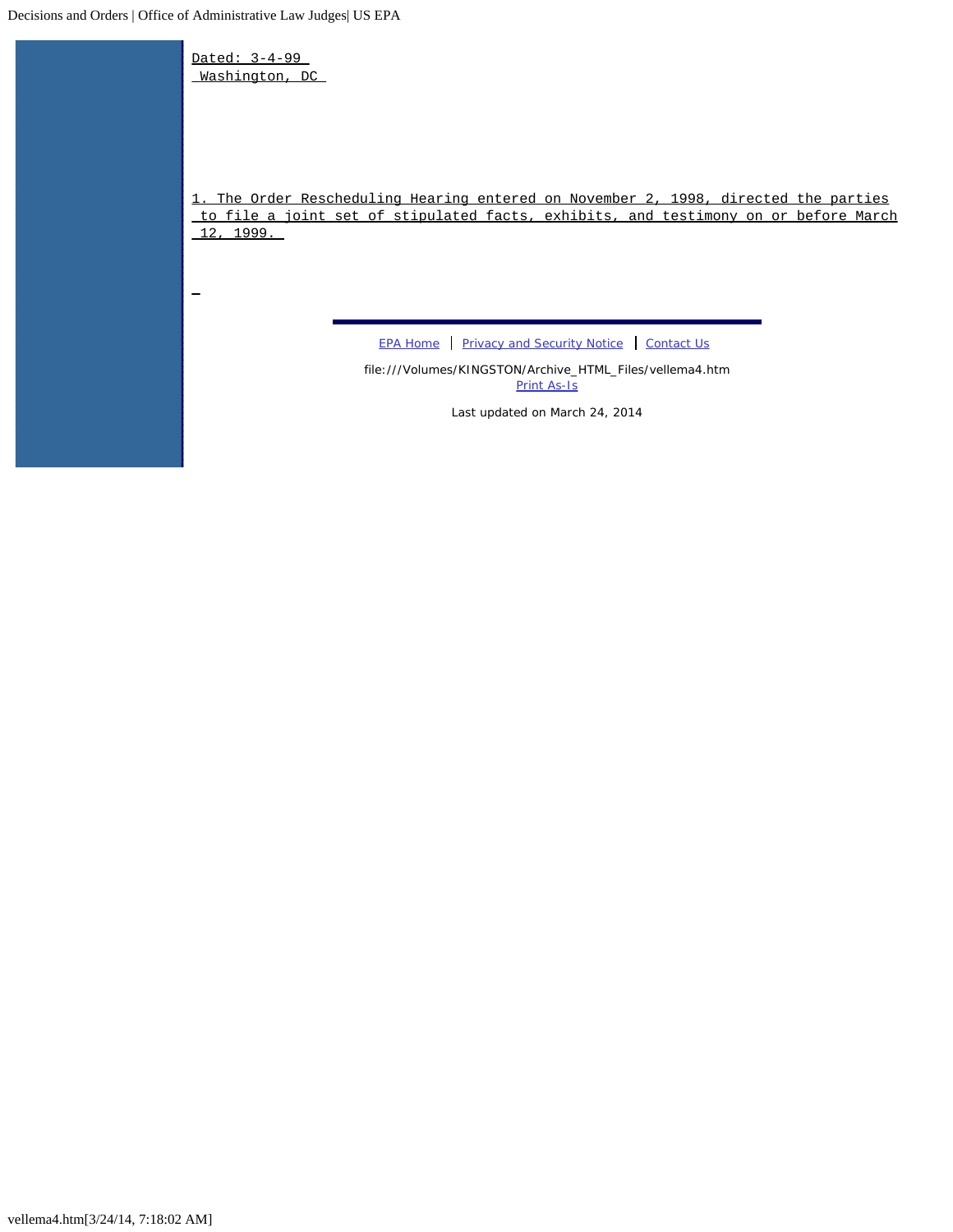Dated: 3-4-99
Washington, DC

1. The Order Rescheduling Hearing entered on November 2, 1998, directed the parties to file a joint set of stipulated facts, exhibits, and testimony on or before March 12, 1999.